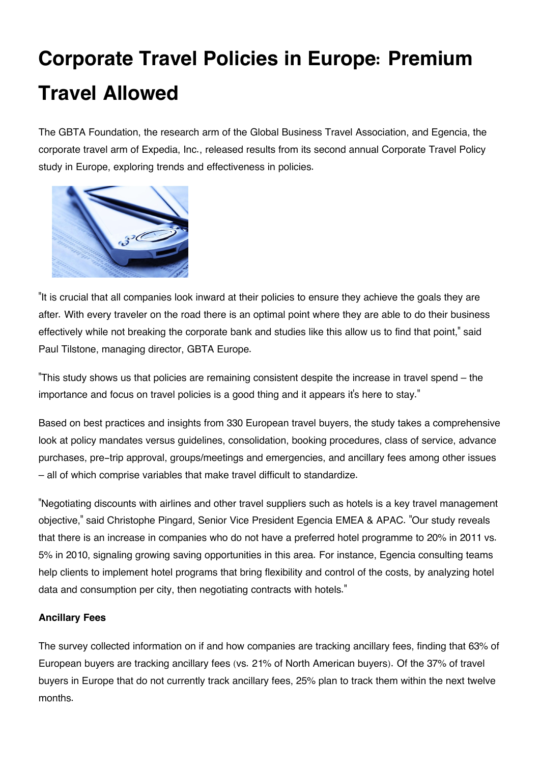# Corporate Travel Policies in Europe: Premium Travel Allowed

The GBTA Foundation, the research arm of the Global Business Travel Association, and Egencia, the corporate travel arm of Expedia, Inc., released results from its second annual Corporate Travel Policy study in Europe, exploring trends and effectiveness in policies.

"It is crucial that all companies look inward at their policies to ensure they achieve the goals they are after. With every traveler on the road there is an optimal point where they are able to do their business effectively while not breaking the corporate bank and studies like this allow us to find that point," said Paul Tilstone, managing director, GBTA Europe.

"This study shows us that policies are remaining consistent despite the increase in travel spend – the importance and focus on travel policies is a good thing and it appears it's here to stay."

Based on best practices and insights from 330 European travel buyers, the study takes a comprehensive look at policy mandates versus guidelines, consolidation, booking procedures, class of service, advance purchases, pre-trip approval, groups/meetings and emergencies, and ancillary fees among other issues – all of which comprise variables that make travel difficult to standardize.

"Negotiating discounts with airlines and other travel suppliers such as hotels is a key travel management objective," said Christophe Pingard, Senior Vice President Egencia EMEA & APAC. "Our study reveals that there is an increase in companies who do not have a preferred hotel programme to 20% in 2011 vs. 5% in 2010, signaling growing saving opportunities in this area. For instance, Egencia consulting teams help clients to implement hotel programs that bring flexibility and control of the costs, by analyzing hotel data and consumption per city, then negotiating contracts with hotels."

**Ancillary Fees**

The survey collected information on if and how companies are tracking ancillary fees, finding that 63% of European buyers are tracking ancillary fees (vs. 21% of North American buyers). Of the 37% of travel buyers in Europe that do not currently track ancillary fees, 25% plan to track them within the next twelve months.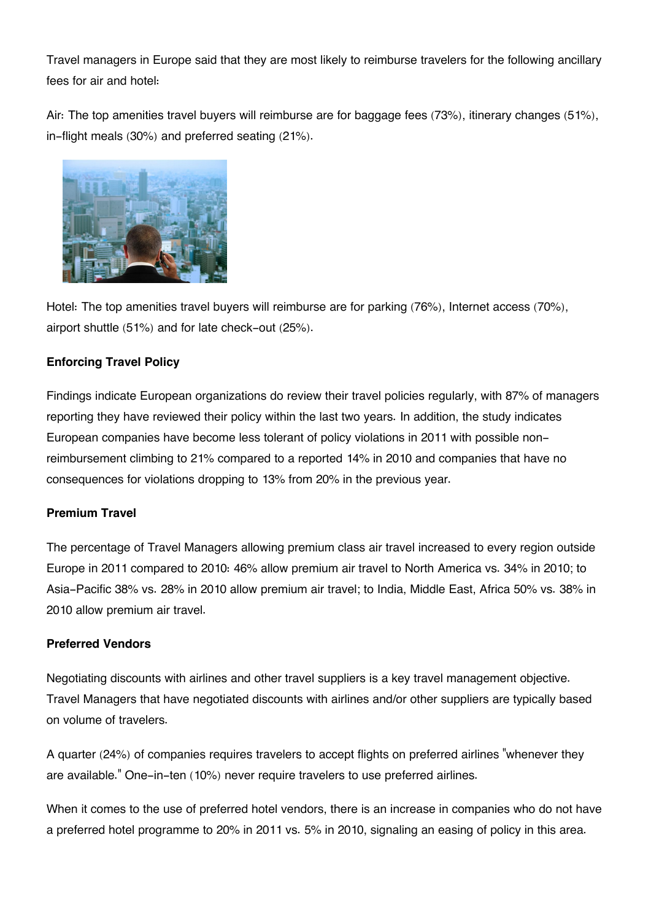Travel managers in Europe said that they are most likely to reimburse travelers for the following ancillary fees for air and hotel:

Air: The top amenities travel buyers will reimburse are for baggage fees (73%), itinerary changes (51%), in-flight meals (30%) and preferred seating (21%).

Hotel: The top amenities travel buyers will reimburse are for parking (76%), Internet access (70%), airport shuttle (51%) and for late check-out (25%).

**Enforcing Travel Policy**

Findings indicate European organizations do review their travel policies regularly, with 87% of managers reporting they have reviewed their policy within the last two years. In addition, the study indicates European companies have become less tolerant of policy violations in 2011 with possible non-reimbursement climbing to 21% compared to a reported 14% in 2010 and companies that have no consequences for violations dropping to 13% from 20% in the previous year.

**Premium Travel**

The percentage of Travel Managers allowing premium class air travel increased to every region outside Europe in 2011 compared to 2010: 46% allow premium air travel to North America vs. 34% in 2010; to Asia-Pacific 38% vs. 28% in 2010 allow premium air travel; to India, Middle East, Africa 50% vs. 38% in 2010 allow premium air travel.

**Preferred Vendors**

Negotiating discounts with airlines and other travel suppliers is a key travel management objective. Travel Managers that have negotiated discounts with airlines and/or other suppliers are typically based on volume of travelers.

A quarter (24%) of companies requires travelers to accept flights on preferred airlines "whenever they are available." One-in-ten (10%) never require travelers to use preferred airlines.

When it comes to the use of preferred hotel vendors, there is an increase in companies who do not have a preferred hotel programme to 20% in 2011 vs. 5% in 2010, signaling an easing of policy in this area.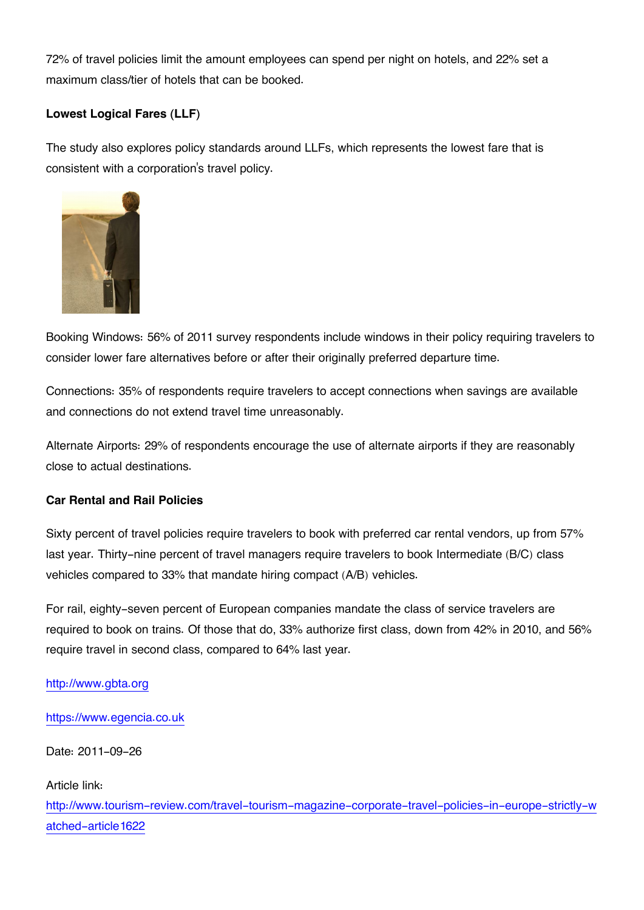72% of travel policies limit the amount employees can spend per night on hotels, and 22% set a maximum class/tier of hotels that can be booked.

**Lowest Logical Fares (LLF)**

The study also explores policy standards around LLFs, which represents the lowest fare that is consistent with a corporation's travel policy.

Booking Windows: 56% of 2011 survey respondents include windows in their policy requiring travelers to consider lower fare alternatives before or after their originally preferred departure time.

Connections: 35% of respondents require travelers to accept connections when savings are available and connections do not extend travel time unreasonably.

Alternate Airports: 29% of respondents encourage the use of alternate airports if they are reasonably close to actual destinations.

**Car Rental and Rail Policies**

Sixty percent of travel policies require travelers to book with preferred car rental vendors, up from 57% last year. Thirty-nine percent of travel managers require travelers to book Intermediate (B/C) class vehicles compared to 33% that mandate hiring compact (A/B) vehicles.

For rail, eighty-seven percent of European companies mandate the class of service travelers are required to book on trains. Of those that do, 33% authorize first class, down from 42% in 2010, and 56% require travel in second class, compared to 64% last year.

http://www.gbta.org

https://www.egencia.co.uk

Date: 2011-09-26

Article link:
http://www.tourism-review.com/travel-tourism-magazine-corporate-travel-policies-in-europe-strictly-watched-article1622